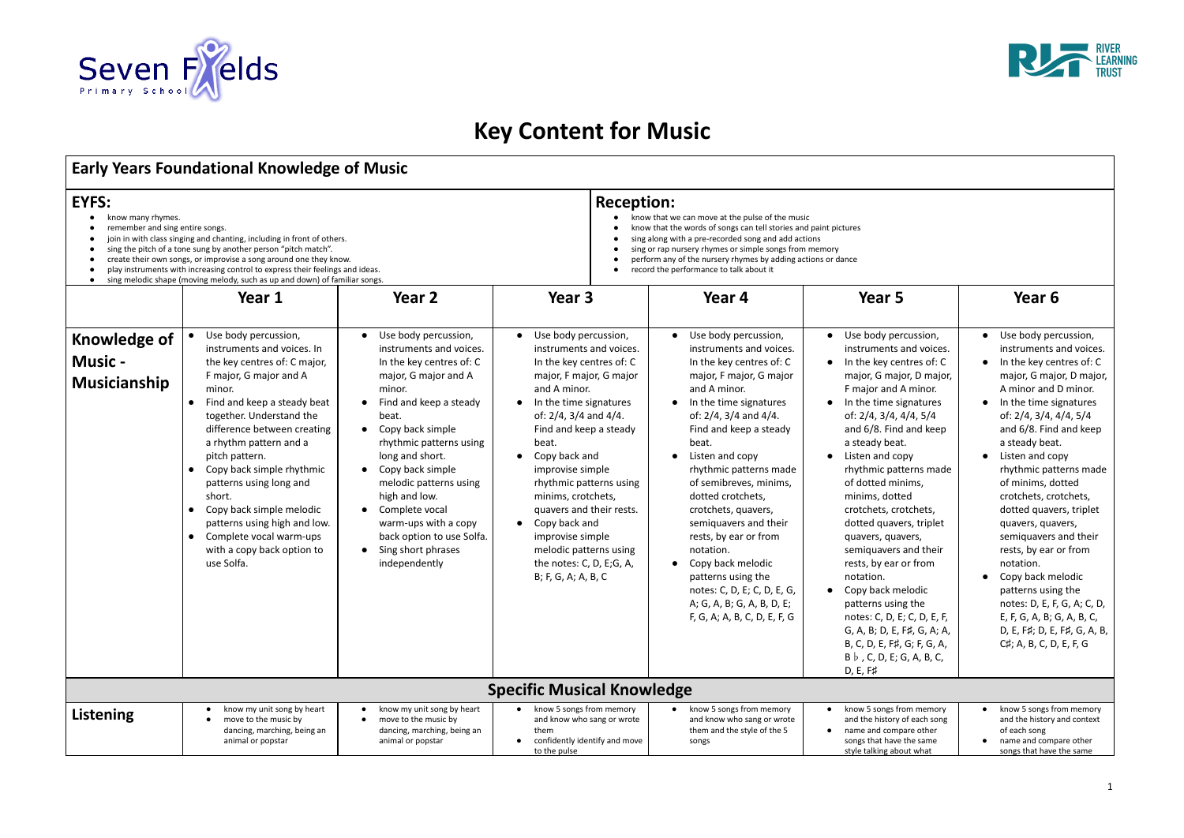# Key Content for Music

## Early Years Foundational Knowledge of Music

**EYFS:**

- know many rhymes.
- remember and sing entire songs.
- join in with class singing and chanting, including in front of others.
- sing the pitch of a tone sung by another person "pitch match".
- create their own songs, or improvise a song around one they know.
- play instruments with increasing control to express their feelings and ideas.
- sing melodic shape (moving melody, such as up and down) of familiar songs.

**Reception:**

- know that we can move at the pulse of the music
- know that the words of songs can tell stories and paint pictures
- sing along with a pre-recorded song and add actions
- sing or rap nursery rhymes or simple songs from memory
- perform any of the nursery rhymes by adding actions or dance
- record the performance to talk about it

| | Year 1 | Year 2 | Year 3 | Year 4 | Year 5 | Year 6 |
|---|---|---|---|---|---|---|
| **Knowledge of Music - Musicianship** | • Use body percussion, instruments and voices. In the key centres of: C major, F major, G major and A minor.<br>• Find and keep a steady beat together. Understand the difference between creating a rhythm pattern and a pitch pattern.<br>• Copy back simple rhythmic patterns using long and short.<br>• Copy back simple melodic patterns using high and low.<br>• Complete vocal warm-ups with a copy back option to use Solfa. | • Use body percussion, instruments and voices. In the key centres of: C major, G major and A minor.<br>• Find and keep a steady beat.<br>• Copy back simple rhythmic patterns using long and short.<br>• Copy back simple melodic patterns using high and low.<br>• Complete vocal warm-ups with a copy back option to use Solfa.<br>• Sing short phrases independently | • Use body percussion, instruments and voices. In the key centres of: C major, F major, G major and A minor.<br>• In the time signatures of: 2/4, 3/4 and 4/4. Find and keep a steady beat.<br>• Copy back and improvise simple rhythmic patterns using minims, crotchets, quavers and their rests.<br>• Copy back and improvise simple melodic patterns using the notes: C, D, E;G, A, B; F, G, A; A, B, C | • Use body percussion, instruments and voices. In the key centres of: C major, F major, G major and A minor.<br>• In the time signatures of: 2/4, 3/4 and 4/4. Find and keep a steady beat.<br>• Listen and copy rhythmic patterns made of semibreves, minims, dotted crotchets, crotchets, quavers, semiquavers and their rests, by ear or from notation.<br>• Copy back melodic patterns using the notes: C, D, E; C, D, E, G, A; G, A, B; G, A, B, D, E; F, G, A; A, B, C, D, E, F, G | • Use body percussion, instruments and voices.<br>• In the key centres of: C major, G major, D major, F major and A minor.<br>• In the time signatures of: 2/4, 3/4, 4/4, 5/4 and 6/8. Find and keep a steady beat.<br>• Listen and copy rhythmic patterns made of dotted minims, minims, dotted crotchets, crotchets, dotted quavers, triplet quavers, quavers, semiquavers and their rests, by ear or from notation.<br>• Copy back melodic patterns using the notes: C, D, E; C, D, E, F, G, A, B; D, E, F♯, G, A; A, B, C, D, E, F♯, G; F, G, A, B♭, C, D, E; G, A, B, C, D, E, F♯ | • Use body percussion, instruments and voices.<br>• In the key centres of: C major, G major, D major, A minor and D minor.<br>• In the time signatures of: 2/4, 3/4, 4/4, 5/4 and 6/8. Find and keep a steady beat.<br>• Listen and copy rhythmic patterns made of minims, dotted crotchets, crotchets, dotted quavers, triplet quavers, quavers, semiquavers and their rests, by ear or from notation.<br>• Copy back melodic patterns using the notes: D, E, F, G, A; C, D, E, F, G, A, B; G, A, B, C, D, E, F♯; D, E, F♯, G, A, B, C♯; A, B, C, D, E, F, G |
| **Specific Musical Knowledge** | | | | | | |
| **Listening** | • know my unit song by heart<br>• move to the music by dancing, marching, being an animal or popstar | • know my unit song by heart<br>• move to the music by dancing, marching, being an animal or popstar | • know 5 songs from memory and know who sang or wrote them<br>• confidently identify and move to the pulse | • know 5 songs from memory and know who sang or wrote them and the style of the 5 songs | • know 5 songs from memory and the history of each song<br>• name and compare other songs that have the same style talking about what | • know 5 songs from memory and the history and context of each song<br>• name and compare other songs that have the same |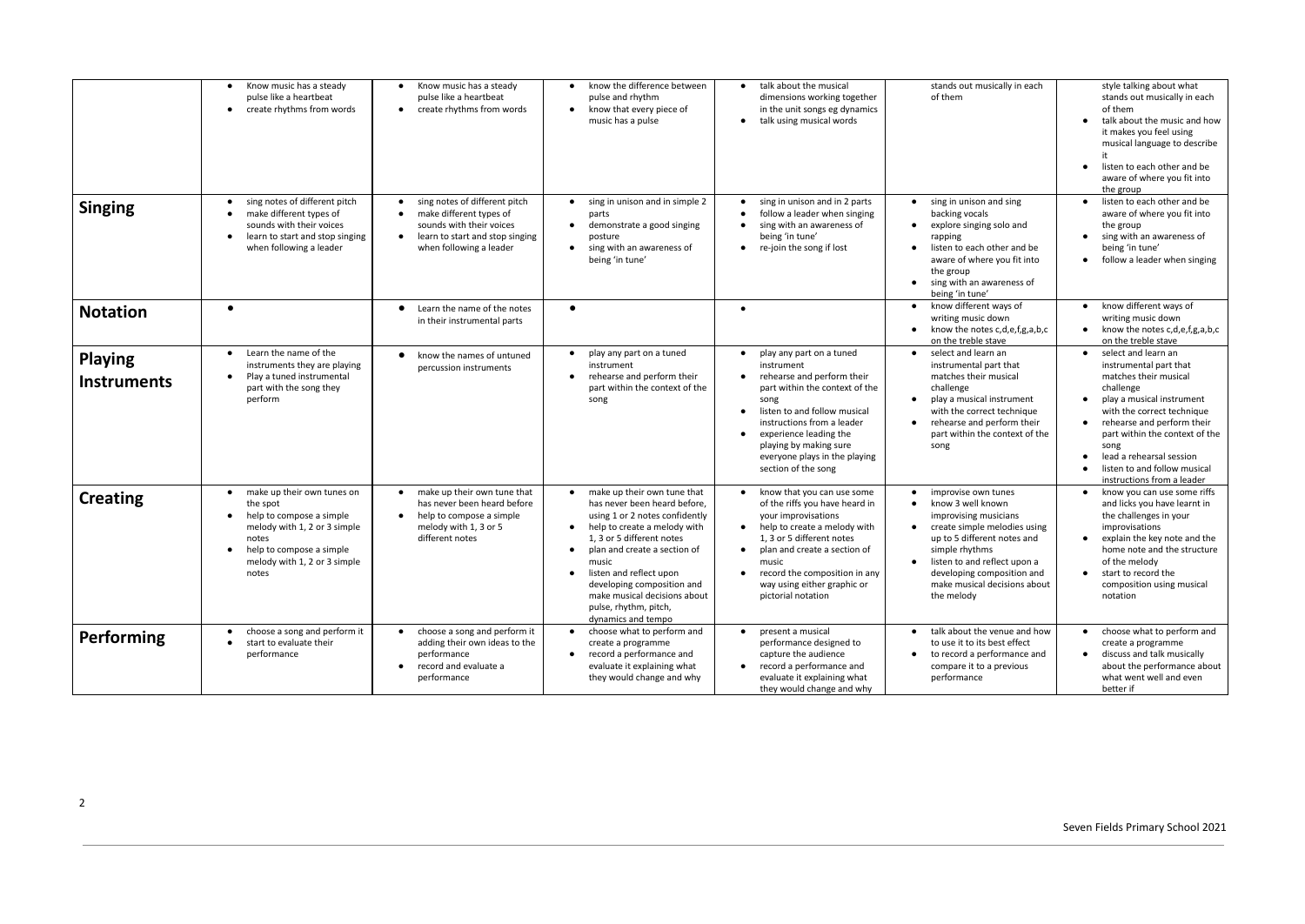| | | | | | | |
|---|---|---|---|---|---|---|
| | • Know music has a steady pulse like a heartbeat<br>• create rhythms from words | • Know music has a steady pulse like a heartbeat<br>• create rhythms from words | • know the difference between pulse and rhythm<br>• know that every piece of music has a pulse | • talk about the musical dimensions working together in the unit songs eg dynamics<br>• talk using musical words | stands out musically in each of them | style talking about what stands out musically in each of them<br>• talk about the music and how it makes you feel using musical language to describe it<br>• listen to each other and be aware of where you fit into the group |
| **Singing** | • sing notes of different pitch<br>• make different types of sounds with their voices<br>• learn to start and stop singing when following a leader | • sing notes of different pitch<br>• make different types of sounds with their voices<br>• learn to start and stop singing when following a leader | • sing in unison and in simple 2 parts<br>• demonstrate a good singing posture<br>• sing with an awareness of being 'in tune' | • sing in unison and in 2 parts<br>• follow a leader when singing<br>• sing with an awareness of being 'in tune'<br>• re-join the song if lost | • sing in unison and sing backing vocals<br>• explore singing solo and rapping<br>• listen to each other and be aware of where you fit into the group<br>• sing with an awareness of being 'in tune' | • listen to each other and be aware of where you fit into the group<br>• sing with an awareness of being 'in tune'<br>• follow a leader when singing |
| **Notation** | • | • Learn the name of the notes in their instrumental parts | • | • | • know different ways of writing music down<br>• know the notes c,d,e,f,g,a,b,c on the treble stave | • know different ways of writing music down<br>• know the notes c,d,e,f,g,a,b,c on the treble stave |
| **Playing Instruments** | • Learn the name of the instruments they are playing<br>• Play a tuned instrumental part with the song they perform | • know the names of untuned percussion instruments | • play any part on a tuned instrument<br>• rehearse and perform their part within the context of the song | • play any part on a tuned instrument<br>• rehearse and perform their part within the context of the song<br>• listen to and follow musical instructions from a leader<br>• experience leading the playing by making sure everyone plays in the playing section of the song | • select and learn an instrumental part that matches their musical challenge<br>• play a musical instrument with the correct technique<br>• rehearse and perform their part within the context of the song | • select and learn an instrumental part that matches their musical challenge<br>• play a musical instrument with the correct technique<br>• rehearse and perform their part within the context of the song<br>• lead a rehearsal session<br>• listen to and follow musical instructions from a leader |
| **Creating** | • make up their own tunes on the spot<br>• help to compose a simple melody with 1, 2 or 3 simple notes<br>• help to compose a simple melody with 1, 2 or 3 simple notes | • make up their own tune that has never been heard before<br>• help to compose a simple melody with 1, 3 or 5 different notes | • make up their own tune that has never been heard before, using 1 or 2 notes confidently<br>• help to create a melody with 1, 3 or 5 different notes<br>• plan and create a section of music<br>• listen and reflect upon developing composition and make musical decisions about pulse, rhythm, pitch, dynamics and tempo | • know that you can use some of the riffs you have heard in your improvisations<br>• help to create a melody with 1, 3 or 5 different notes<br>• plan and create a section of music<br>• record the composition in any way using either graphic or pictorial notation | • improvise own tunes<br>• know 3 well known improvising musicians<br>• create simple melodies using up to 5 different notes and simple rhythms<br>• listen to and reflect upon a developing composition and make musical decisions about the melody | • know you can use some riffs and licks you have learnt in the challenges in your improvisations<br>• explain the key note and the home note and the structure of the melody<br>• start to record the composition using musical notation |
| **Performing** | • choose a song and perform it<br>• start to evaluate their performance | • choose a song and perform it adding their own ideas to the performance<br>• record and evaluate a performance | • choose what to perform and create a programme<br>• record a performance and evaluate it explaining what they would change and why | • present a musical performance designed to capture the audience<br>• record a performance and evaluate it explaining what they would change and why | • talk about the venue and how to use it to its best effect<br>• to record a performance and compare it to a previous performance | • choose what to perform and create a programme<br>• discuss and talk musically about the performance about what went well and even better if |